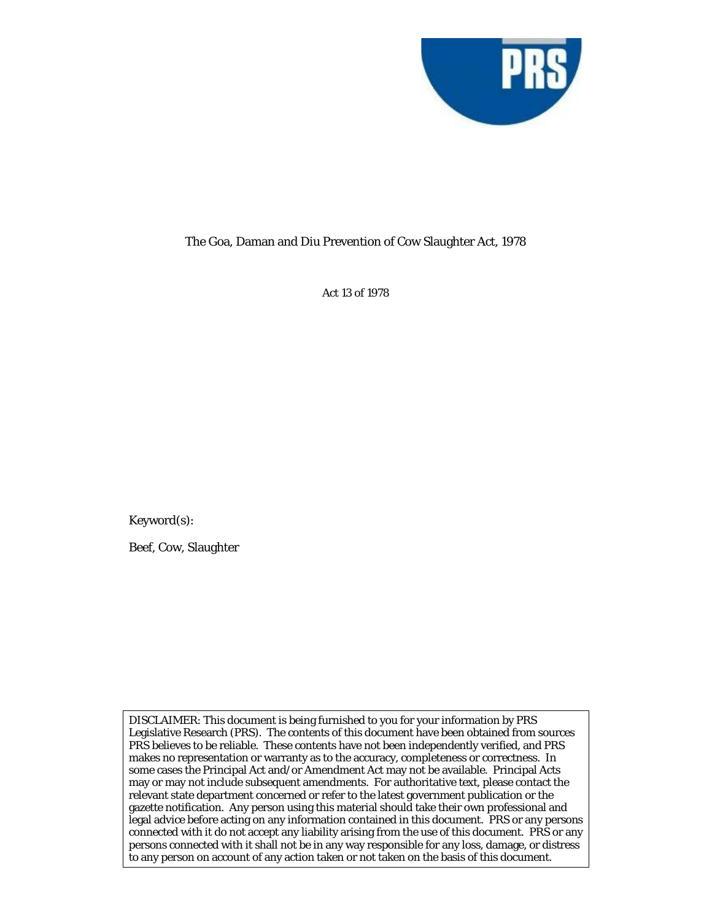The Goa, Daman and Diu Prevention of Cow Slaughter Act, 1978

Act 13 of 1978

Keyword(s):

Beef, Cow, Slaughter

DISCLAIMER: This document is being furnished to you for your information by PRS Legislative Research (PRS). The contents of this document have been obtained from sources PRS believes to be reliable. These contents have not been independently verified, and PRS makes no representation or warranty as to the accuracy, completeness or correctness. In some cases the Principal Act and/or Amendment Act may not be available. Principal Acts may or may not include subsequent amendments. For authoritative text, please contact the relevant state department concerned or refer to the latest government publication or the gazette notification. Any person using this material should take their own professional and legal advice before acting on any information contained in this document. PRS or any persons connected with it do not accept any liability arising from the use of this document. PRS or any persons connected with it shall not be in any way responsible for any loss, damage, or distress to any person on account of any action taken or not taken on the basis of this document.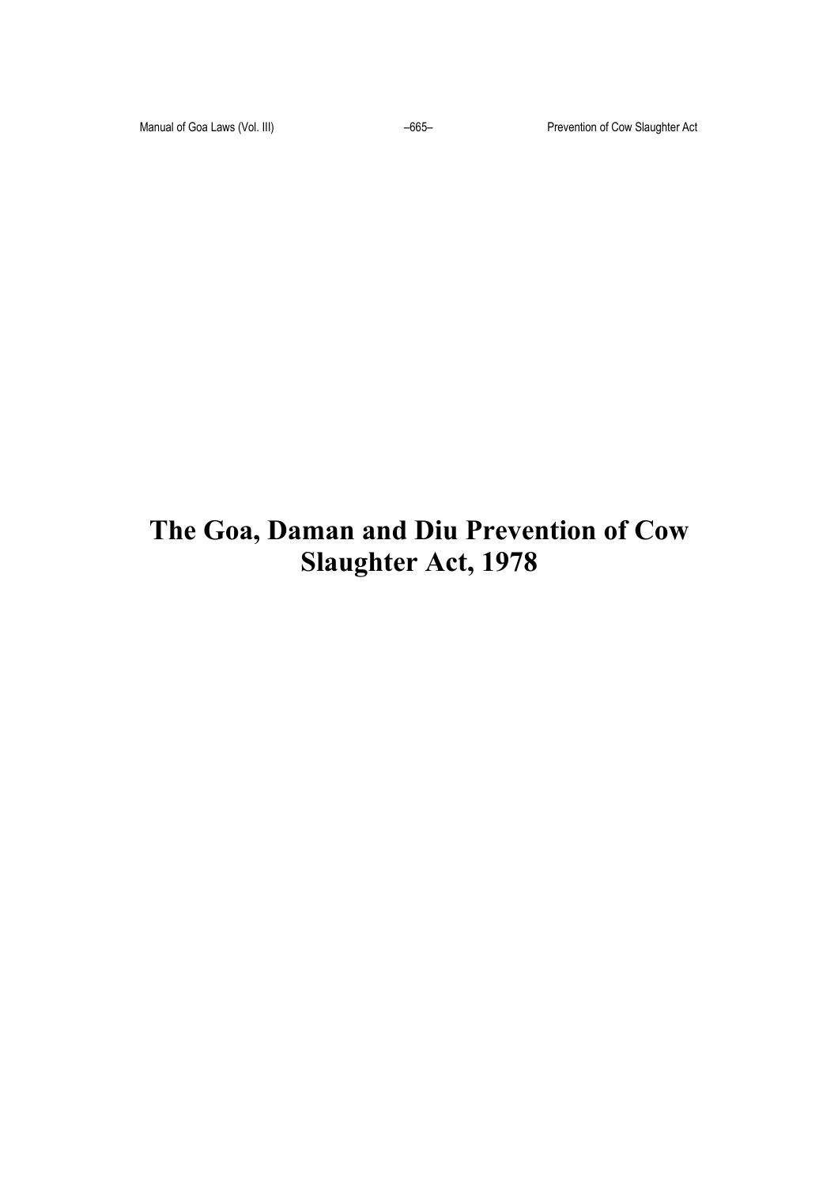# The Goa, Daman and Diu Prevention of Cow Slaughter Act, 1978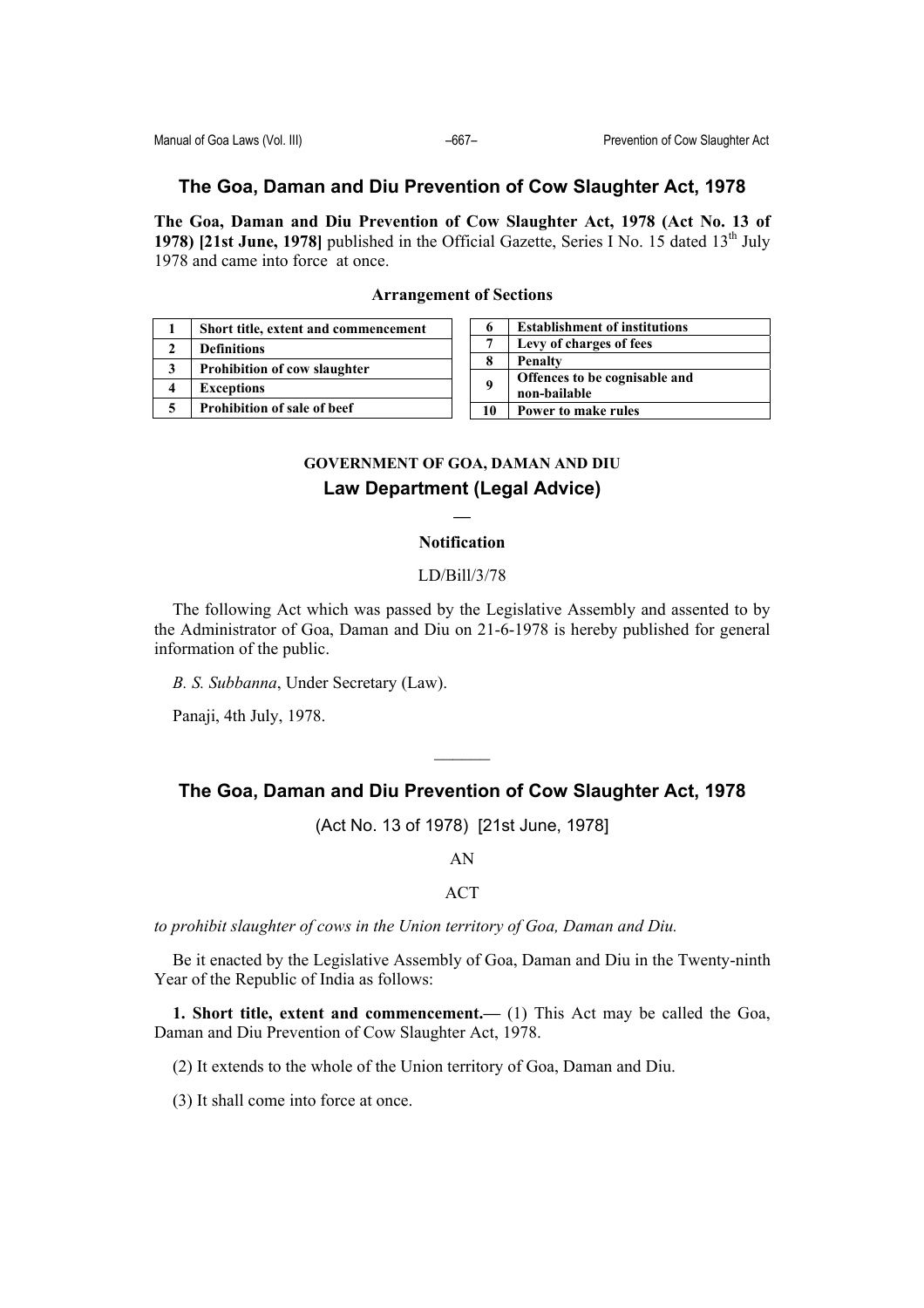## The Goa, Daman and Diu Prevention of Cow Slaughter Act, 1978

**The Goa, Daman and Diu Prevention of Cow Slaughter Act, 1978 (Act No. 13 of 1978) [21st June, 1978]** published in the Official Gazette, Series I No. 15 dated 13th July 1978 and came into force at once.

**Arrangement of Sections**

| | |
|---|---|
| 1 | Short title, extent and commencement |
| 2 | Definitions |
| 3 | Prohibition of cow slaughter |
| 4 | Exceptions |
| 5 | Prohibition of sale of beef |
| 6 | Establishment of institutions |
| 7 | Levy of charges of fees |
| 8 | Penalty |
| 9 | Offences to be cognisable and non-bailable |
| 10 | Power to make rules |

**GOVERNMENT OF GOA, DAMAN AND DIU**

**Law Department (Legal Advice)**

—

**Notification**

LD/Bill/3/78

The following Act which was passed by the Legislative Assembly and assented to by the Administrator of Goa, Daman and Diu on 21-6-1978 is hereby published for general information of the public.

*B. S. Subbanna*, Under Secretary (Law).

Panaji, 4th July, 1978.

———

## The Goa, Daman and Diu Prevention of Cow Slaughter Act, 1978

(Act No. 13 of 1978) [21st June, 1978]

AN

ACT

*to prohibit slaughter of cows in the Union territory of Goa, Daman and Diu.*

Be it enacted by the Legislative Assembly of Goa, Daman and Diu in the Twenty-ninth Year of the Republic of India as follows:

**1. Short title, extent and commencement.—** (1) This Act may be called the Goa, Daman and Diu Prevention of Cow Slaughter Act, 1978.

(2) It extends to the whole of the Union territory of Goa, Daman and Diu.

(3) It shall come into force at once.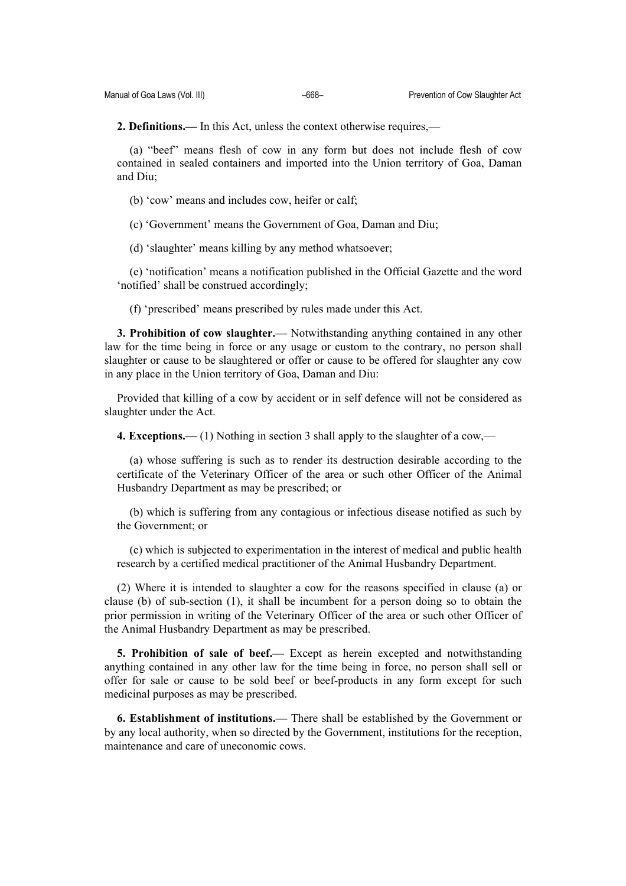**2. Definitions.—** In this Act, unless the context otherwise requires,—

(a) "beef" means flesh of cow in any form but does not include flesh of cow contained in sealed containers and imported into the Union territory of Goa, Daman and Diu;

(b) 'cow' means and includes cow, heifer or calf;

(c) 'Government' means the Government of Goa, Daman and Diu;

(d) 'slaughter' means killing by any method whatsoever;

(e) 'notification' means a notification published in the Official Gazette and the word 'notified' shall be construed accordingly;

(f) 'prescribed' means prescribed by rules made under this Act.

**3. Prohibition of cow slaughter.—** Notwithstanding anything contained in any other law for the time being in force or any usage or custom to the contrary, no person shall slaughter or cause to be slaughtered or offer or cause to be offered for slaughter any cow in any place in the Union territory of Goa, Daman and Diu:

Provided that killing of a cow by accident or in self defence will not be considered as slaughter under the Act.

**4. Exceptions.—** (1) Nothing in section 3 shall apply to the slaughter of a cow,—

(a) whose suffering is such as to render its destruction desirable according to the certificate of the Veterinary Officer of the area or such other Officer of the Animal Husbandry Department as may be prescribed; or

(b) which is suffering from any contagious or infectious disease notified as such by the Government; or

(c) which is subjected to experimentation in the interest of medical and public health research by a certified medical practitioner of the Animal Husbandry Department.

(2) Where it is intended to slaughter a cow for the reasons specified in clause (a) or clause (b) of sub-section (1), it shall be incumbent for a person doing so to obtain the prior permission in writing of the Veterinary Officer of the area or such other Officer of the Animal Husbandry Department as may be prescribed.

**5. Prohibition of sale of beef.—** Except as herein excepted and notwithstanding anything contained in any other law for the time being in force, no person shall sell or offer for sale or cause to be sold beef or beef-products in any form except for such medicinal purposes as may be prescribed.

**6. Establishment of institutions.—** There shall be established by the Government or by any local authority, when so directed by the Government, institutions for the reception, maintenance and care of uneconomic cows.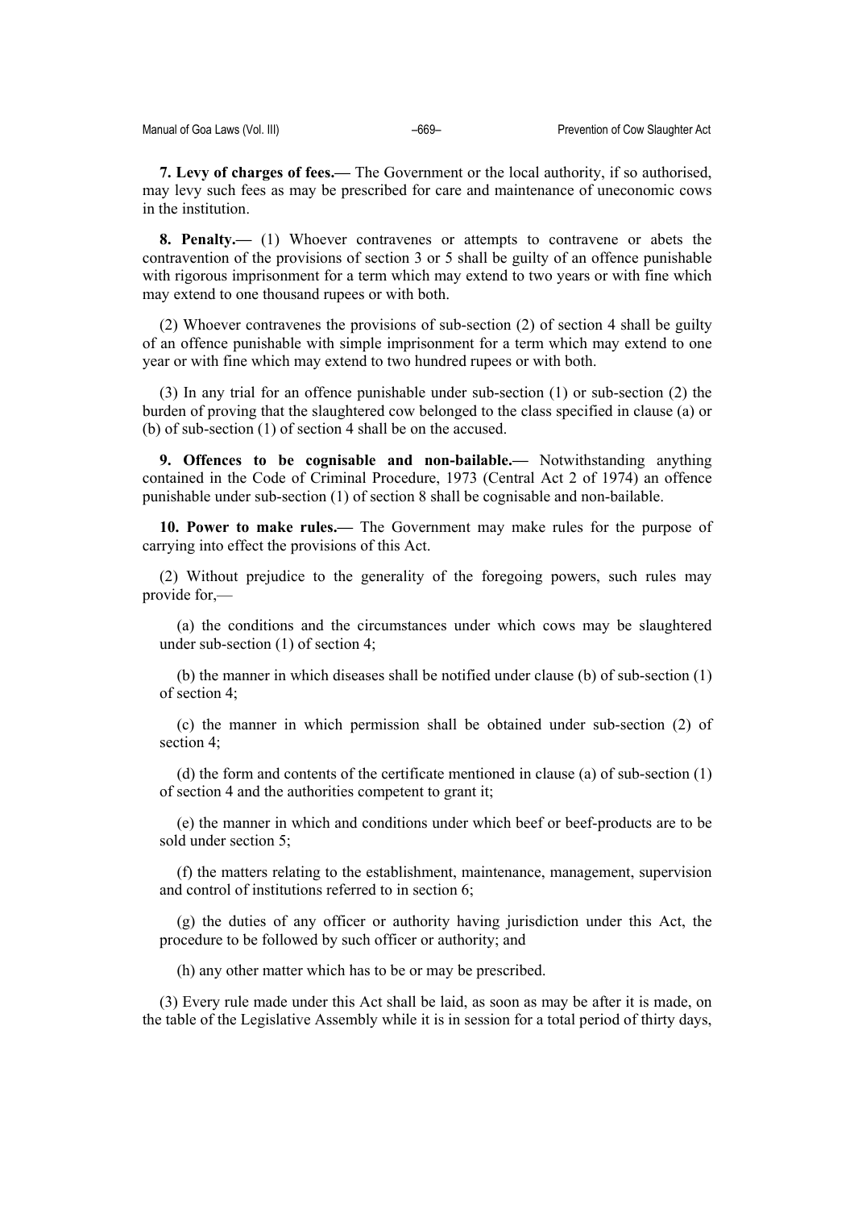**7. Levy of charges of fees.—** The Government or the local authority, if so authorised, may levy such fees as may be prescribed for care and maintenance of uneconomic cows in the institution.

**8. Penalty.—** (1) Whoever contravenes or attempts to contravene or abets the contravention of the provisions of section 3 or 5 shall be guilty of an offence punishable with rigorous imprisonment for a term which may extend to two years or with fine which may extend to one thousand rupees or with both.

(2) Whoever contravenes the provisions of sub-section (2) of section 4 shall be guilty of an offence punishable with simple imprisonment for a term which may extend to one year or with fine which may extend to two hundred rupees or with both.

(3) In any trial for an offence punishable under sub-section (1) or sub-section (2) the burden of proving that the slaughtered cow belonged to the class specified in clause (a) or (b) of sub-section (1) of section 4 shall be on the accused.

**9. Offences to be cognisable and non-bailable.—** Notwithstanding anything contained in the Code of Criminal Procedure, 1973 (Central Act 2 of 1974) an offence punishable under sub-section (1) of section 8 shall be cognisable and non-bailable.

**10. Power to make rules.—** The Government may make rules for the purpose of carrying into effect the provisions of this Act.

(2) Without prejudice to the generality of the foregoing powers, such rules may provide for,—

(a) the conditions and the circumstances under which cows may be slaughtered under sub-section (1) of section 4;

(b) the manner in which diseases shall be notified under clause (b) of sub-section (1) of section 4;

(c) the manner in which permission shall be obtained under sub-section (2) of section 4;

(d) the form and contents of the certificate mentioned in clause (a) of sub-section (1) of section 4 and the authorities competent to grant it;

(e) the manner in which and conditions under which beef or beef-products are to be sold under section 5;

(f) the matters relating to the establishment, maintenance, management, supervision and control of institutions referred to in section 6;

(g) the duties of any officer or authority having jurisdiction under this Act, the procedure to be followed by such officer or authority; and

(h) any other matter which has to be or may be prescribed.

(3) Every rule made under this Act shall be laid, as soon as may be after it is made, on the table of the Legislative Assembly while it is in session for a total period of thirty days,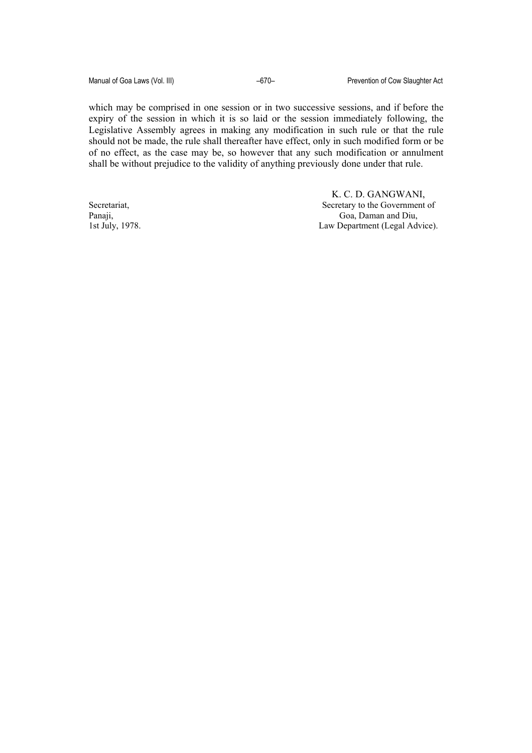which may be comprised in one session or in two successive sessions, and if before the expiry of the session in which it is so laid or the session immediately following, the Legislative Assembly agrees in making any modification in such rule or that the rule should not be made, the rule shall thereafter have effect, only in such modified form or be of no effect, as the case may be, so however that any such modification or annulment shall be without prejudice to the validity of anything previously done under that rule.

K. C. D. GANGWANI,
Secretary to the Government of
Goa, Daman and Diu,
Law Department (Legal Advice).

Secretariat,
Panaji,
1st July, 1978.